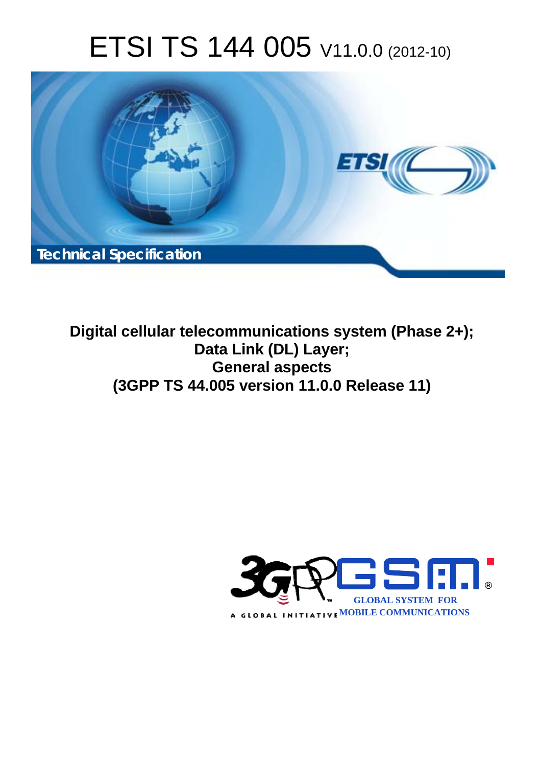# ETSI TS 144 005 V11.0.0 (2012-10)

*Technical Specification*

**Digital cellular telecommunications system (Phase 2+); Data Link (DL) Layer; General aspects (3GPP TS 44.005 version 11.0.0 Release 11)**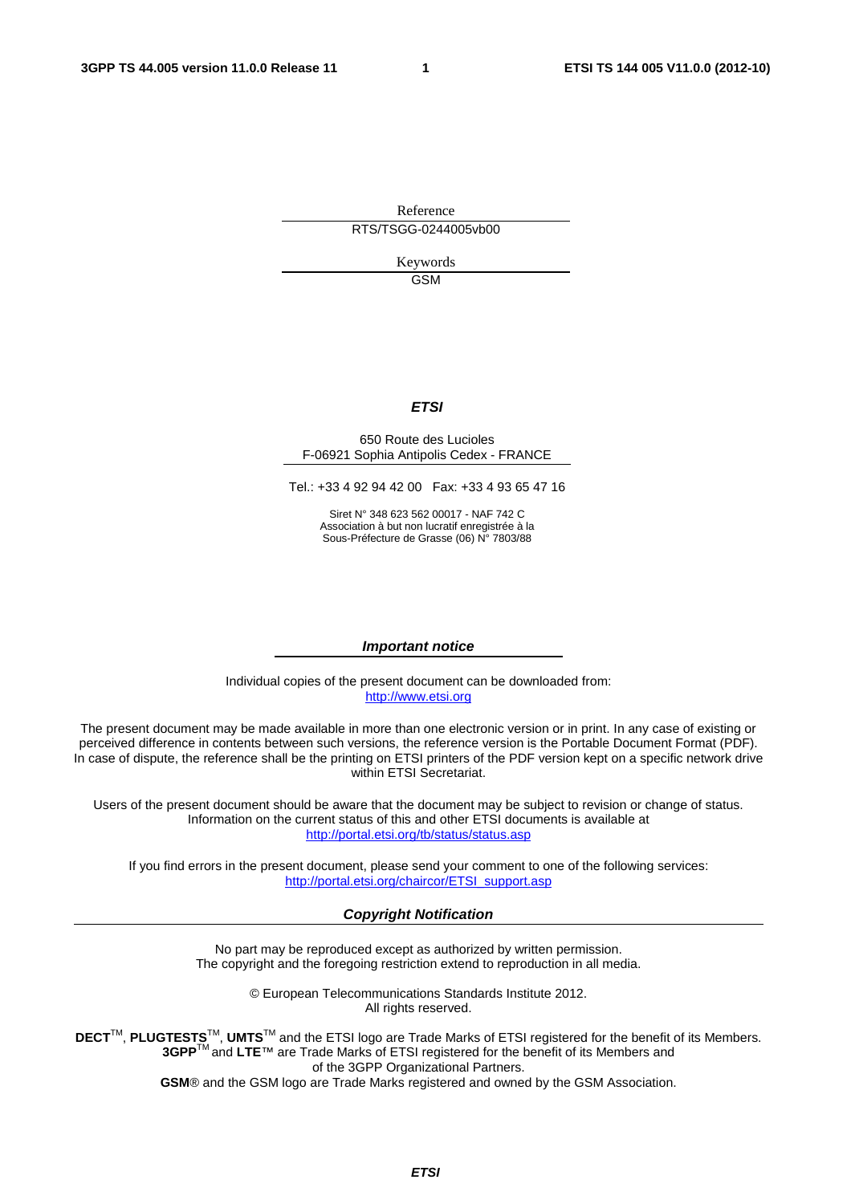Reference

RTS/TSGG-0244005vb00

Keywords

GSM

***ETSI***

650 Route des Lucioles
F-06921 Sophia Antipolis Cedex - FRANCE

Tel.: +33 4 92 94 42 00   Fax: +33 4 93 65 47 16

Siret N° 348 623 562 00017 - NAF 742 C
Association à but non lucratif enregistrée à la
Sous-Préfecture de Grasse (06) N° 7803/88

***Important notice***

Individual copies of the present document can be downloaded from:
http://www.etsi.org

The present document may be made available in more than one electronic version or in print. In any case of existing or perceived difference in contents between such versions, the reference version is the Portable Document Format (PDF). In case of dispute, the reference shall be the printing on ETSI printers of the PDF version kept on a specific network drive within ETSI Secretariat.

Users of the present document should be aware that the document may be subject to revision or change of status. Information on the current status of this and other ETSI documents is available at
http://portal.etsi.org/tb/status/status.asp

If you find errors in the present document, please send your comment to one of the following services:
http://portal.etsi.org/chaircor/ETSI_support.asp

***Copyright Notification***

No part may be reproduced except as authorized by written permission.
The copyright and the foregoing restriction extend to reproduction in all media.

© European Telecommunications Standards Institute 2012.
All rights reserved.

**DECT**™, **PLUGTESTS**™, **UMTS**™ and the ETSI logo are Trade Marks of ETSI registered for the benefit of its Members.
**3GPP**™ and **LTE**™ are Trade Marks of ETSI registered for the benefit of its Members and
of the 3GPP Organizational Partners.
**GSM**® and the GSM logo are Trade Marks registered and owned by the GSM Association.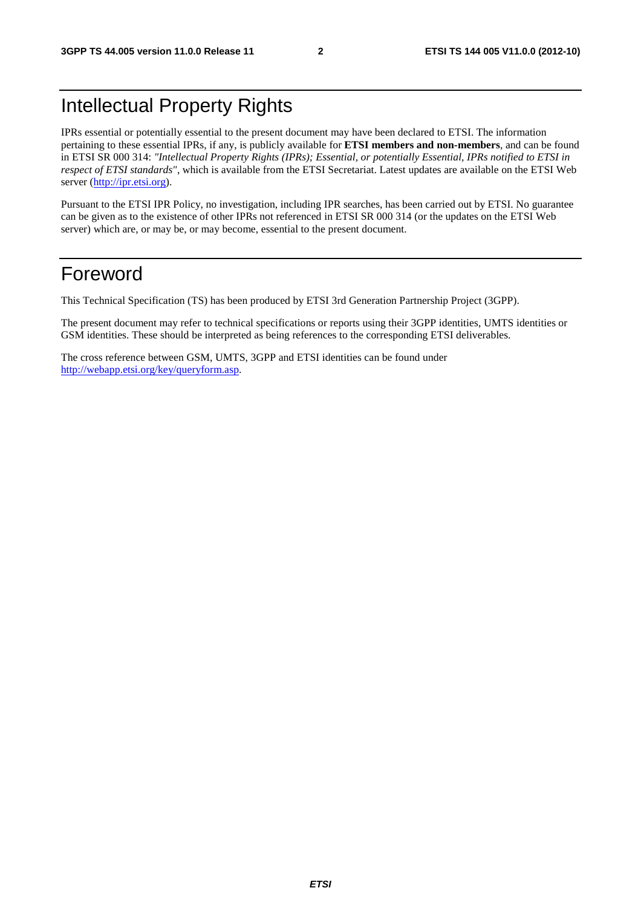# Intellectual Property Rights

IPRs essential or potentially essential to the present document may have been declared to ETSI. The information pertaining to these essential IPRs, if any, is publicly available for **ETSI members and non-members**, and can be found in ETSI SR 000 314: *"Intellectual Property Rights (IPRs); Essential, or potentially Essential, IPRs notified to ETSI in respect of ETSI standards"*, which is available from the ETSI Secretariat. Latest updates are available on the ETSI Web server (http://ipr.etsi.org).

Pursuant to the ETSI IPR Policy, no investigation, including IPR searches, has been carried out by ETSI. No guarantee can be given as to the existence of other IPRs not referenced in ETSI SR 000 314 (or the updates on the ETSI Web server) which are, or may be, or may become, essential to the present document.

# Foreword

This Technical Specification (TS) has been produced by ETSI 3rd Generation Partnership Project (3GPP).

The present document may refer to technical specifications or reports using their 3GPP identities, UMTS identities or GSM identities. These should be interpreted as being references to the corresponding ETSI deliverables.

The cross reference between GSM, UMTS, 3GPP and ETSI identities can be found under http://webapp.etsi.org/key/queryform.asp.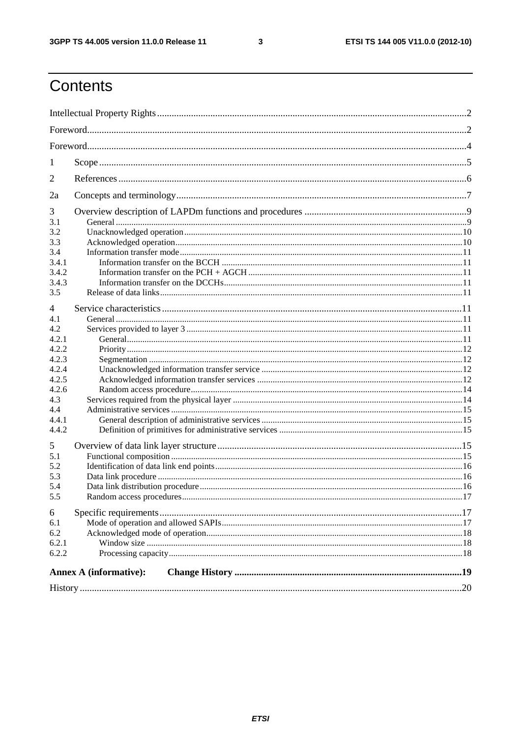# Contents

Intellectual Property Rights ..... 2

Foreword ..... 2

Foreword ..... 4

1 Scope ..... 5

2 References ..... 6

2a Concepts and terminology ..... 7

3 Overview description of LAPDm functions and procedures ..... 9

3.1 General ..... 9

3.2 Unacknowledged operation ..... 10

3.3 Acknowledged operation ..... 10

3.4 Information transfer mode ..... 11

3.4.1 Information transfer on the BCCH ..... 11

3.4.2 Information transfer on the PCH + AGCH ..... 11

3.4.3 Information transfer on the DCCHs ..... 11

3.5 Release of data links ..... 11

4 Service characteristics ..... 11

4.1 General ..... 11

4.2 Services provided to layer 3 ..... 11

4.2.1 General ..... 11

4.2.2 Priority ..... 12

4.2.3 Segmentation ..... 12

4.2.4 Unacknowledged information transfer service ..... 12

4.2.5 Acknowledged information transfer services ..... 12

4.2.6 Random access procedure ..... 14

4.3 Services required from the physical layer ..... 14

4.4 Administrative services ..... 15

4.4.1 General description of administrative services ..... 15

4.4.2 Definition of primitives for administrative services ..... 15

5 Overview of data link layer structure ..... 15

5.1 Functional composition ..... 15

5.2 Identification of data link end points ..... 16

5.3 Data link procedure ..... 16

5.4 Data link distribution procedure ..... 16

5.5 Random access procedures ..... 17

6 Specific requirements ..... 17

6.1 Mode of operation and allowed SAPIs ..... 17

6.2 Acknowledged mode of operation ..... 18

6.2.1 Window size ..... 18

6.2.2 Processing capacity ..... 18

**Annex A (informative): Change History ..... 19**

History ..... 20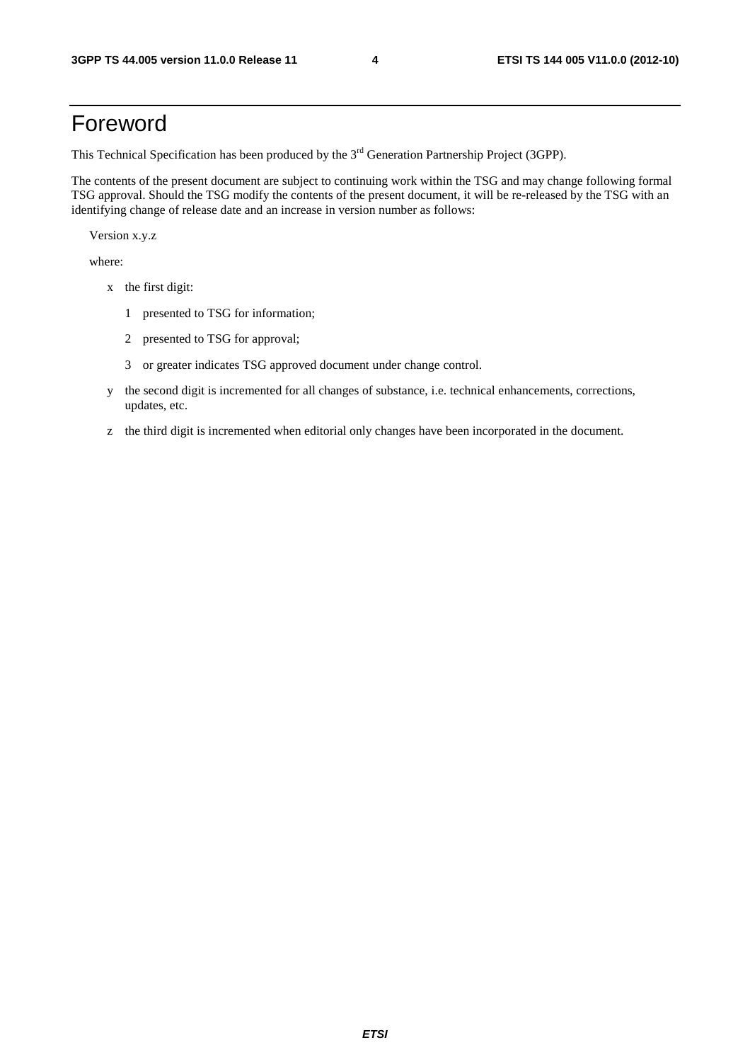# Foreword

This Technical Specification has been produced by the 3rd Generation Partnership Project (3GPP).

The contents of the present document are subject to continuing work within the TSG and may change following formal TSG approval. Should the TSG modify the contents of the present document, it will be re-released by the TSG with an identifying change of release date and an increase in version number as follows:

Version x.y.z

where:

- x the first digit:
  - 1 presented to TSG for information;
  - 2 presented to TSG for approval;
  - 3 or greater indicates TSG approved document under change control.
- y the second digit is incremented for all changes of substance, i.e. technical enhancements, corrections, updates, etc.
- z the third digit is incremented when editorial only changes have been incorporated in the document.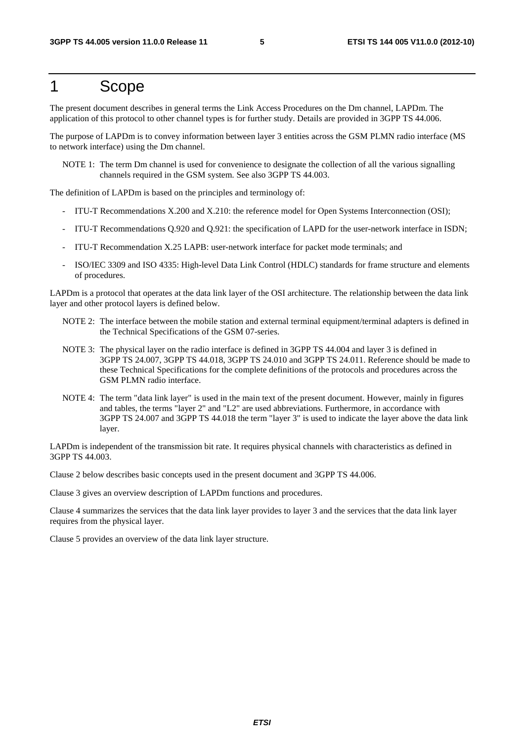# 1 Scope

The present document describes in general terms the Link Access Procedures on the Dm channel, LAPDm. The application of this protocol to other channel types is for further study. Details are provided in 3GPP TS 44.006.

The purpose of LAPDm is to convey information between layer 3 entities across the GSM PLMN radio interface (MS to network interface) using the Dm channel.

NOTE 1: The term Dm channel is used for convenience to designate the collection of all the various signalling channels required in the GSM system. See also 3GPP TS 44.003.

The definition of LAPDm is based on the principles and terminology of:

- ITU-T Recommendations X.200 and X.210: the reference model for Open Systems Interconnection (OSI);
- ITU-T Recommendations Q.920 and Q.921: the specification of LAPD for the user-network interface in ISDN;
- ITU-T Recommendation X.25 LAPB: user-network interface for packet mode terminals; and
- ISO/IEC 3309 and ISO 4335: High-level Data Link Control (HDLC) standards for frame structure and elements of procedures.

LAPDm is a protocol that operates at the data link layer of the OSI architecture. The relationship between the data link layer and other protocol layers is defined below.

NOTE 2: The interface between the mobile station and external terminal equipment/terminal adapters is defined in the Technical Specifications of the GSM 07-series.

NOTE 3: The physical layer on the radio interface is defined in 3GPP TS 44.004 and layer 3 is defined in 3GPP TS 24.007, 3GPP TS 44.018, 3GPP TS 24.010 and 3GPP TS 24.011. Reference should be made to these Technical Specifications for the complete definitions of the protocols and procedures across the GSM PLMN radio interface.

NOTE 4: The term "data link layer" is used in the main text of the present document. However, mainly in figures and tables, the terms "layer 2" and "L2" are used abbreviations. Furthermore, in accordance with 3GPP TS 24.007 and 3GPP TS 44.018 the term "layer 3" is used to indicate the layer above the data link layer.

LAPDm is independent of the transmission bit rate. It requires physical channels with characteristics as defined in 3GPP TS 44.003.

Clause 2 below describes basic concepts used in the present document and 3GPP TS 44.006.

Clause 3 gives an overview description of LAPDm functions and procedures.

Clause 4 summarizes the services that the data link layer provides to layer 3 and the services that the data link layer requires from the physical layer.

Clause 5 provides an overview of the data link layer structure.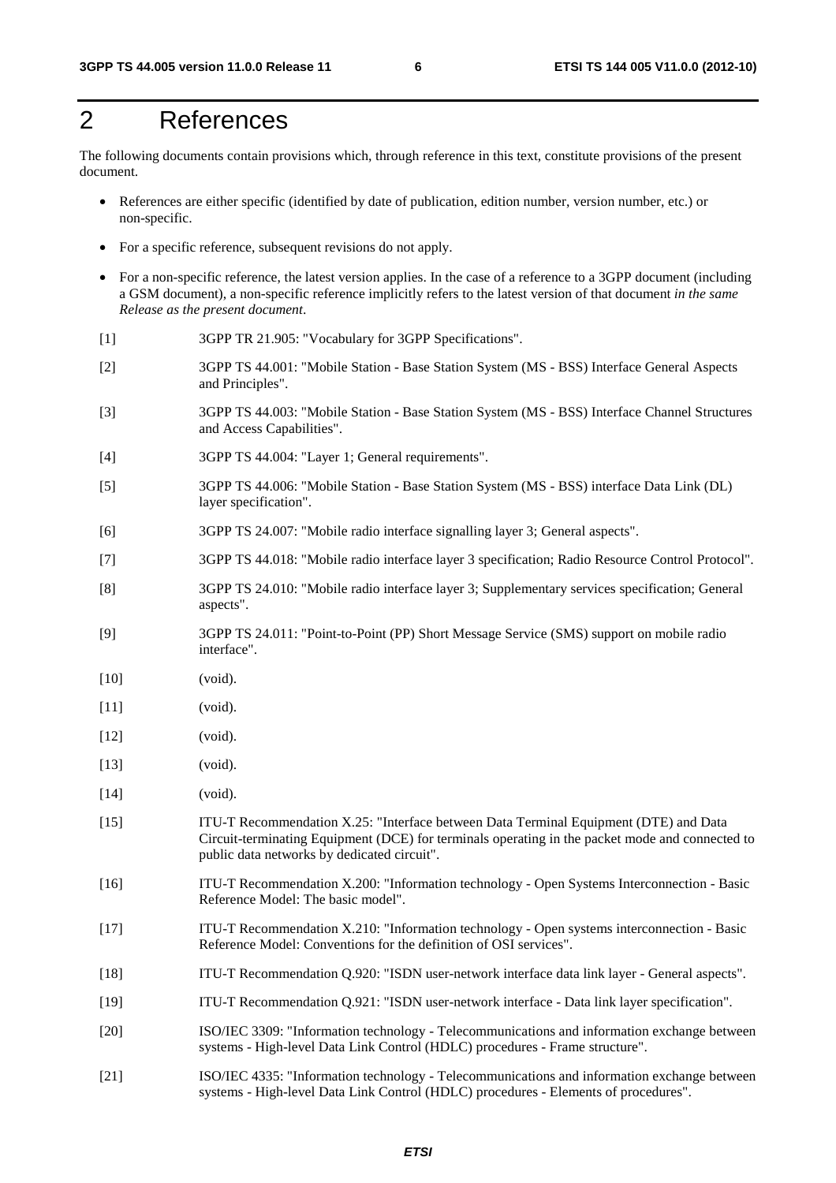# 2 References

The following documents contain provisions which, through reference in this text, constitute provisions of the present document.

- References are either specific (identified by date of publication, edition number, version number, etc.) or non-specific.
- For a specific reference, subsequent revisions do not apply.
- For a non-specific reference, the latest version applies. In the case of a reference to a 3GPP document (including a GSM document), a non-specific reference implicitly refers to the latest version of that document *in the same Release as the present document*.

[1] 3GPP TR 21.905: "Vocabulary for 3GPP Specifications".

[2] 3GPP TS 44.001: "Mobile Station - Base Station System (MS - BSS) Interface General Aspects and Principles".

[3] 3GPP TS 44.003: "Mobile Station - Base Station System (MS - BSS) Interface Channel Structures and Access Capabilities".

[4] 3GPP TS 44.004: "Layer 1; General requirements".

[5] 3GPP TS 44.006: "Mobile Station - Base Station System (MS - BSS) interface Data Link (DL) layer specification".

[6] 3GPP TS 24.007: "Mobile radio interface signalling layer 3; General aspects".

[7] 3GPP TS 44.018: "Mobile radio interface layer 3 specification; Radio Resource Control Protocol".

[8] 3GPP TS 24.010: "Mobile radio interface layer 3; Supplementary services specification; General aspects".

[9] 3GPP TS 24.011: "Point-to-Point (PP) Short Message Service (SMS) support on mobile radio interface".

[10] (void).

[11] (void).

[12] (void).

[13] (void).

[14] (void).

[15] ITU-T Recommendation X.25: "Interface between Data Terminal Equipment (DTE) and Data Circuit-terminating Equipment (DCE) for terminals operating in the packet mode and connected to public data networks by dedicated circuit".

[16] ITU-T Recommendation X.200: "Information technology - Open Systems Interconnection - Basic Reference Model: The basic model".

[17] ITU-T Recommendation X.210: "Information technology - Open systems interconnection - Basic Reference Model: Conventions for the definition of OSI services".

[18] ITU-T Recommendation Q.920: "ISDN user-network interface data link layer - General aspects".

[19] ITU-T Recommendation Q.921: "ISDN user-network interface - Data link layer specification".

[20] ISO/IEC 3309: "Information technology - Telecommunications and information exchange between systems - High-level Data Link Control (HDLC) procedures - Frame structure".

[21] ISO/IEC 4335: "Information technology - Telecommunications and information exchange between systems - High-level Data Link Control (HDLC) procedures - Elements of procedures".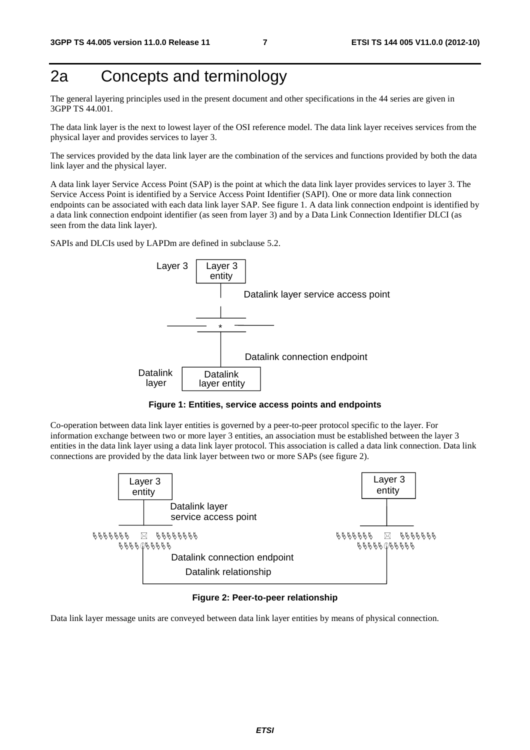# 2a Concepts and terminology

The general layering principles used in the present document and other specifications in the 44 series are given in 3GPP TS 44.001.

The data link layer is the next to lowest layer of the OSI reference model. The data link layer receives services from the physical layer and provides services to layer 3.

The services provided by the data link layer are the combination of the services and functions provided by both the data link layer and the physical layer.

A data link layer Service Access Point (SAP) is the point at which the data link layer provides services to layer 3. The Service Access Point is identified by a Service Access Point Identifier (SAPI). One or more data link connection endpoints can be associated with each data link layer SAP. See figure 1. A data link connection endpoint is identified by a data link connection endpoint identifier (as seen from layer 3) and by a Data Link Connection Identifier DLCI (as seen from the data link layer).

SAPIs and DLCIs used by LAPDm are defined in subclause 5.2.

Layer 3 | Layer 3 entity | Datalink layer service access point | Datalink connection endpoint | Datalink layer | Datalink layer entity

**Figure 1: Entities, service access points and endpoints**

Co-operation between data link layer entities is governed by a peer-to-peer protocol specific to the layer. For information exchange between two or more layer 3 entities, an association must be established between the layer 3 entities in the data link layer using a data link layer protocol. This association is called a data link connection. Data link connections are provided by the data link layer between two or more SAPs (see figure 2).

Layer 3 entity | Datalink layer service access point | Datalink connection endpoint | Datalink relationship | Layer 3 entity

**Figure 2: Peer-to-peer relationship**

Data link layer message units are conveyed between data link layer entities by means of physical connection.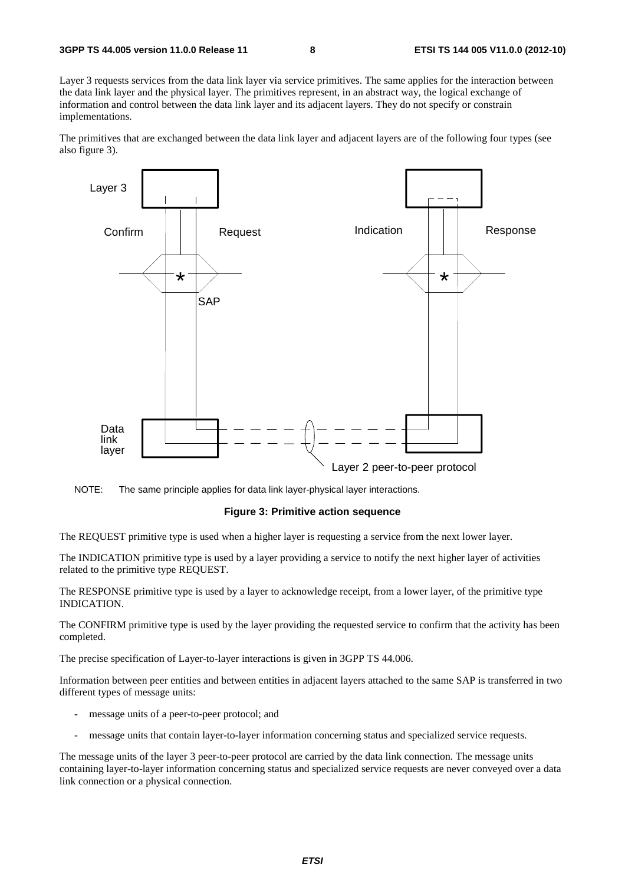Layer 3 requests services from the data link layer via service primitives. The same applies for the interaction between the data link layer and the physical layer. The primitives represent, in an abstract way, the logical exchange of information and control between the data link layer and its adjacent layers. They do not specify or constrain implementations.

The primitives that are exchanged between the data link layer and adjacent layers are of the following four types (see also figure 3).

NOTE: The same principle applies for data link layer-physical layer interactions.

**Figure 3: Primitive action sequence**

The REQUEST primitive type is used when a higher layer is requesting a service from the next lower layer.

The INDICATION primitive type is used by a layer providing a service to notify the next higher layer of activities related to the primitive type REQUEST.

The RESPONSE primitive type is used by a layer to acknowledge receipt, from a lower layer, of the primitive type INDICATION.

The CONFIRM primitive type is used by the layer providing the requested service to confirm that the activity has been completed.

The precise specification of Layer-to-layer interactions is given in 3GPP TS 44.006.

Information between peer entities and between entities in adjacent layers attached to the same SAP is transferred in two different types of message units:

- message units of a peer-to-peer protocol; and
- message units that contain layer-to-layer information concerning status and specialized service requests.

The message units of the layer 3 peer-to-peer protocol are carried by the data link connection. The message units containing layer-to-layer information concerning status and specialized service requests are never conveyed over a data link connection or a physical connection.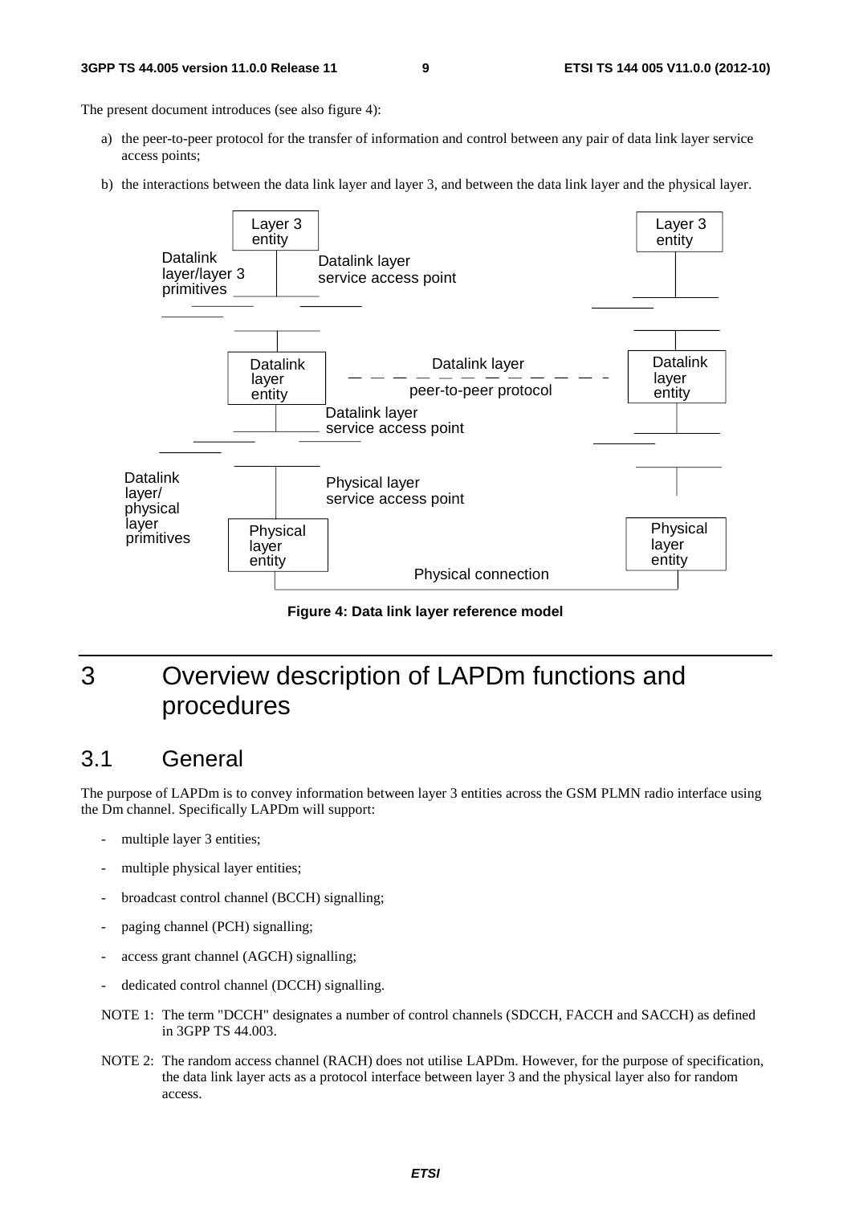The present document introduces (see also figure 4):

a) the peer-to-peer protocol for the transfer of information and control between any pair of data link layer service access points;

b) the interactions between the data link layer and layer 3, and between the data link layer and the physical layer.

Figure 4: Data link layer reference model

# 3 Overview description of LAPDm functions and procedures

## 3.1 General

The purpose of LAPDm is to convey information between layer 3 entities across the GSM PLMN radio interface using the Dm channel. Specifically LAPDm will support:

- multiple layer 3 entities;
- multiple physical layer entities;
- broadcast control channel (BCCH) signalling;
- paging channel (PCH) signalling;
- access grant channel (AGCH) signalling;
- dedicated control channel (DCCH) signalling.

NOTE 1: The term "DCCH" designates a number of control channels (SDCCH, FACCH and SACCH) as defined in 3GPP TS 44.003.

NOTE 2: The random access channel (RACH) does not utilise LAPDm. However, for the purpose of specification, the data link layer acts as a protocol interface between layer 3 and the physical layer also for random access.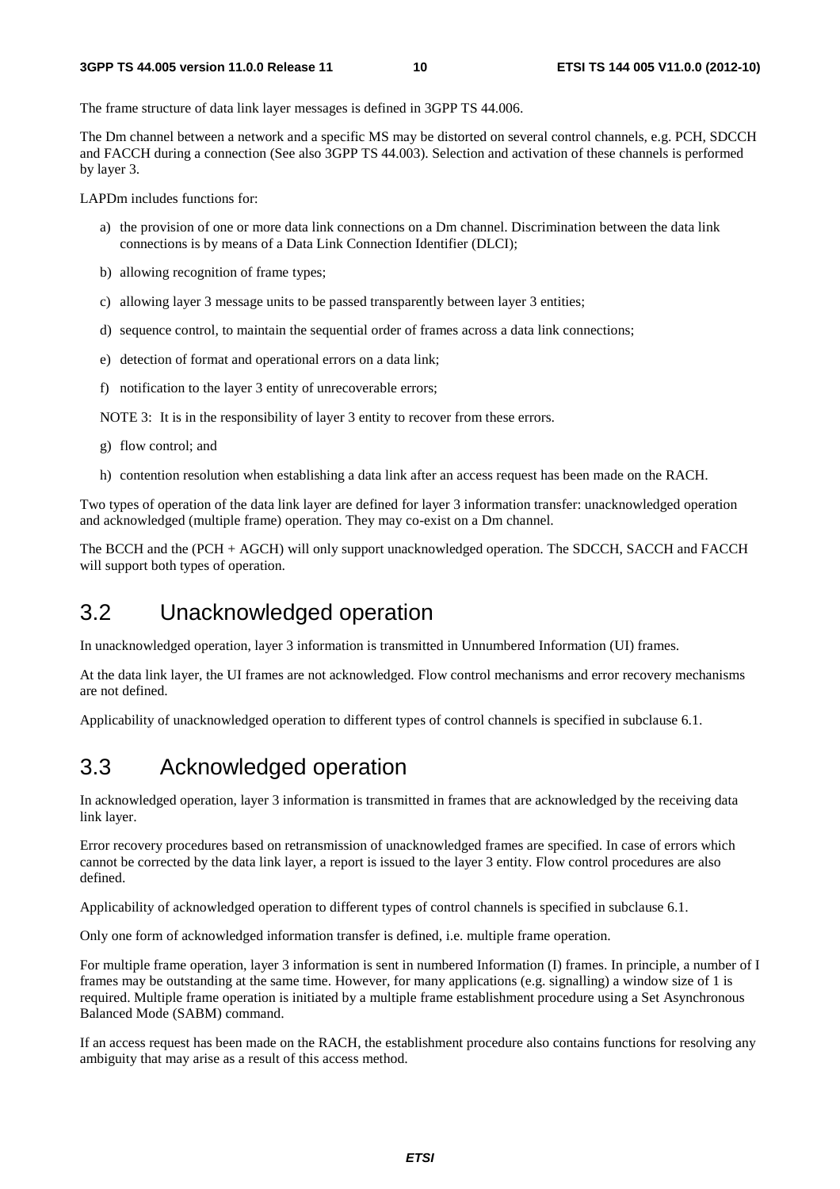The frame structure of data link layer messages is defined in 3GPP TS 44.006.

The Dm channel between a network and a specific MS may be distorted on several control channels, e.g. PCH, SDCCH and FACCH during a connection (See also 3GPP TS 44.003). Selection and activation of these channels is performed by layer 3.

LAPDm includes functions for:

a) the provision of one or more data link connections on a Dm channel. Discrimination between the data link connections is by means of a Data Link Connection Identifier (DLCI);

b) allowing recognition of frame types;

c) allowing layer 3 message units to be passed transparently between layer 3 entities;

d) sequence control, to maintain the sequential order of frames across a data link connections;

e) detection of format and operational errors on a data link;

f) notification to the layer 3 entity of unrecoverable errors;

NOTE 3: It is in the responsibility of layer 3 entity to recover from these errors.

g) flow control; and

h) contention resolution when establishing a data link after an access request has been made on the RACH.

Two types of operation of the data link layer are defined for layer 3 information transfer: unacknowledged operation and acknowledged (multiple frame) operation. They may co-exist on a Dm channel.

The BCCH and the (PCH + AGCH) will only support unacknowledged operation. The SDCCH, SACCH and FACCH will support both types of operation.

## 3.2 Unacknowledged operation

In unacknowledged operation, layer 3 information is transmitted in Unnumbered Information (UI) frames.

At the data link layer, the UI frames are not acknowledged. Flow control mechanisms and error recovery mechanisms are not defined.

Applicability of unacknowledged operation to different types of control channels is specified in subclause 6.1.

## 3.3 Acknowledged operation

In acknowledged operation, layer 3 information is transmitted in frames that are acknowledged by the receiving data link layer.

Error recovery procedures based on retransmission of unacknowledged frames are specified. In case of errors which cannot be corrected by the data link layer, a report is issued to the layer 3 entity. Flow control procedures are also defined.

Applicability of acknowledged operation to different types of control channels is specified in subclause 6.1.

Only one form of acknowledged information transfer is defined, i.e. multiple frame operation.

For multiple frame operation, layer 3 information is sent in numbered Information (I) frames. In principle, a number of I frames may be outstanding at the same time. However, for many applications (e.g. signalling) a window size of 1 is required. Multiple frame operation is initiated by a multiple frame establishment procedure using a Set Asynchronous Balanced Mode (SABM) command.

If an access request has been made on the RACH, the establishment procedure also contains functions for resolving any ambiguity that may arise as a result of this access method.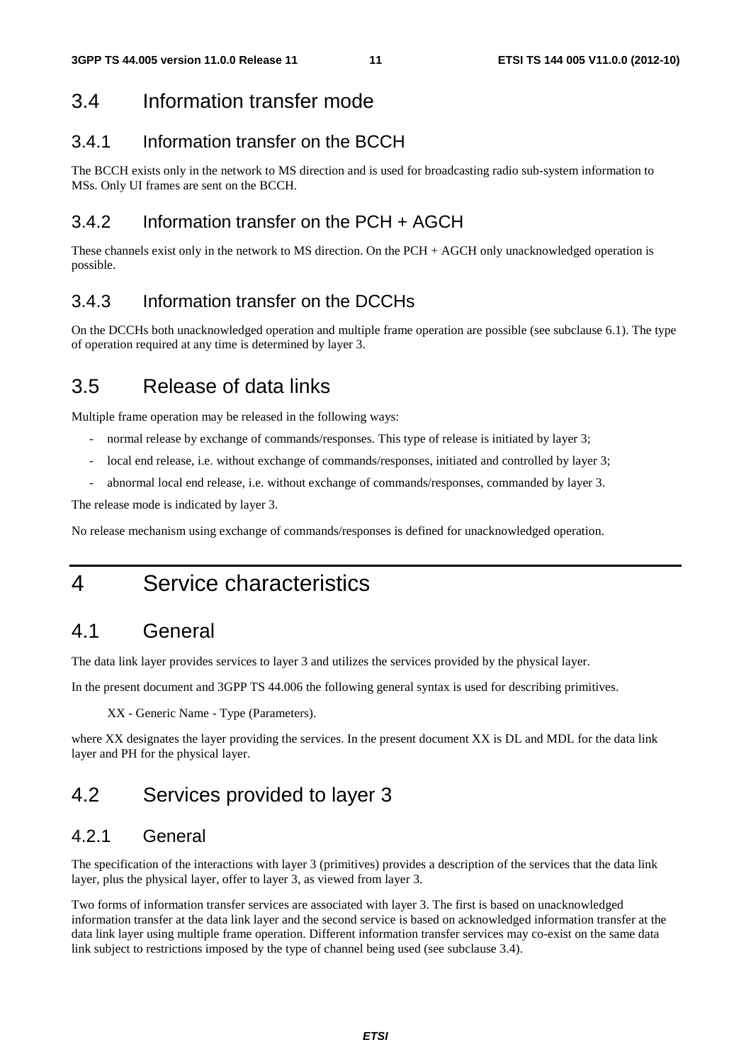## 3.4 Information transfer mode

### 3.4.1 Information transfer on the BCCH

The BCCH exists only in the network to MS direction and is used for broadcasting radio sub-system information to MSs. Only UI frames are sent on the BCCH.

### 3.4.2 Information transfer on the PCH + AGCH

These channels exist only in the network to MS direction. On the PCH + AGCH only unacknowledged operation is possible.

### 3.4.3 Information transfer on the DCCHs

On the DCCHs both unacknowledged operation and multiple frame operation are possible (see subclause 6.1). The type of operation required at any time is determined by layer 3.

## 3.5 Release of data links

Multiple frame operation may be released in the following ways:

- normal release by exchange of commands/responses. This type of release is initiated by layer 3;
- local end release, i.e. without exchange of commands/responses, initiated and controlled by layer 3;
- abnormal local end release, i.e. without exchange of commands/responses, commanded by layer 3.

The release mode is indicated by layer 3.

No release mechanism using exchange of commands/responses is defined for unacknowledged operation.

# 4 Service characteristics

## 4.1 General

The data link layer provides services to layer 3 and utilizes the services provided by the physical layer.

In the present document and 3GPP TS 44.006 the following general syntax is used for describing primitives.

XX - Generic Name - Type (Parameters).

where XX designates the layer providing the services. In the present document XX is DL and MDL for the data link layer and PH for the physical layer.

## 4.2 Services provided to layer 3

### 4.2.1 General

The specification of the interactions with layer 3 (primitives) provides a description of the services that the data link layer, plus the physical layer, offer to layer 3, as viewed from layer 3.

Two forms of information transfer services are associated with layer 3. The first is based on unacknowledged information transfer at the data link layer and the second service is based on acknowledged information transfer at the data link layer using multiple frame operation. Different information transfer services may co-exist on the same data link subject to restrictions imposed by the type of channel being used (see subclause 3.4).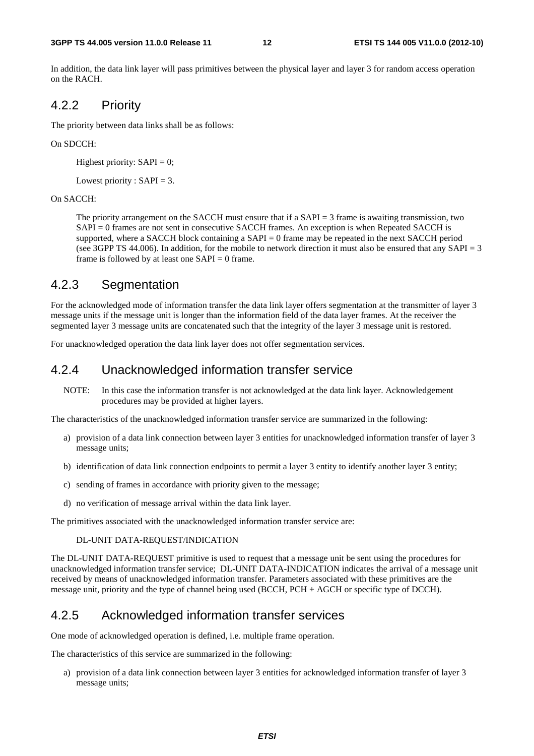In addition, the data link layer will pass primitives between the physical layer and layer 3 for random access operation on the RACH.

### 4.2.2 Priority

The priority between data links shall be as follows:

On SDCCH:

Highest priority: SAPI = 0;

Lowest priority : SAPI = 3.

On SACCH:

The priority arrangement on the SACCH must ensure that if a SAPI = 3 frame is awaiting transmission, two SAPI = 0 frames are not sent in consecutive SACCH frames. An exception is when Repeated SACCH is supported, where a SACCH block containing a SAPI = 0 frame may be repeated in the next SACCH period (see 3GPP TS 44.006). In addition, for the mobile to network direction it must also be ensured that any SAPI = 3 frame is followed by at least one SAPI = 0 frame.

### 4.2.3 Segmentation

For the acknowledged mode of information transfer the data link layer offers segmentation at the transmitter of layer 3 message units if the message unit is longer than the information field of the data layer frames. At the receiver the segmented layer 3 message units are concatenated such that the integrity of the layer 3 message unit is restored.

For unacknowledged operation the data link layer does not offer segmentation services.

### 4.2.4 Unacknowledged information transfer service

NOTE: In this case the information transfer is not acknowledged at the data link layer. Acknowledgement procedures may be provided at higher layers.

The characteristics of the unacknowledged information transfer service are summarized in the following:

a) provision of a data link connection between layer 3 entities for unacknowledged information transfer of layer 3 message units;

b) identification of data link connection endpoints to permit a layer 3 entity to identify another layer 3 entity;

c) sending of frames in accordance with priority given to the message;

d) no verification of message arrival within the data link layer.

The primitives associated with the unacknowledged information transfer service are:

DL-UNIT DATA-REQUEST/INDICATION

The DL-UNIT DATA-REQUEST primitive is used to request that a message unit be sent using the procedures for unacknowledged information transfer service; DL-UNIT DATA-INDICATION indicates the arrival of a message unit received by means of unacknowledged information transfer. Parameters associated with these primitives are the message unit, priority and the type of channel being used (BCCH, PCH + AGCH or specific type of DCCH).

### 4.2.5 Acknowledged information transfer services

One mode of acknowledged operation is defined, i.e. multiple frame operation.

The characteristics of this service are summarized in the following:

a) provision of a data link connection between layer 3 entities for acknowledged information transfer of layer 3 message units;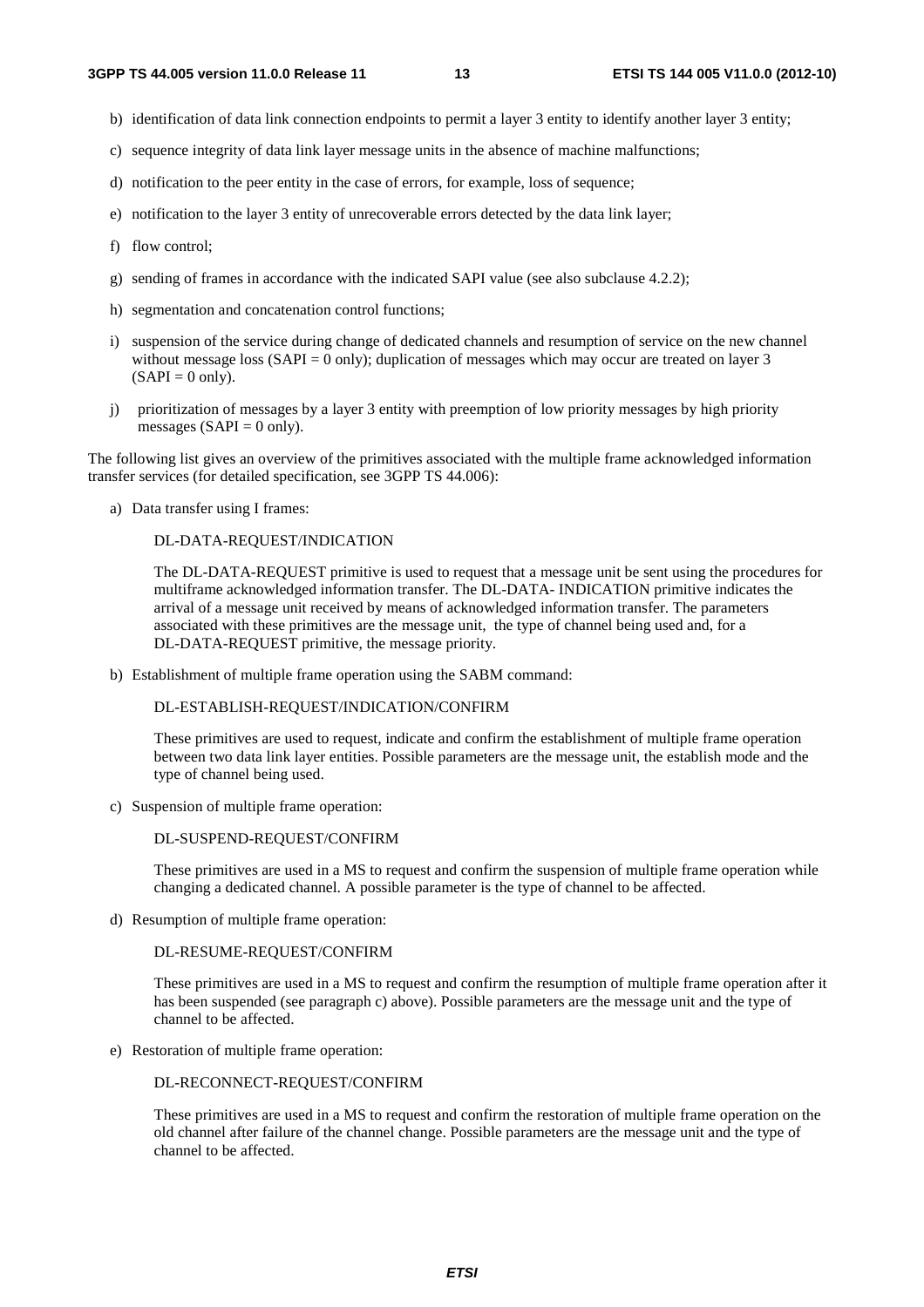b) identification of data link connection endpoints to permit a layer 3 entity to identify another layer 3 entity;

c) sequence integrity of data link layer message units in the absence of machine malfunctions;

d) notification to the peer entity in the case of errors, for example, loss of sequence;

e) notification to the layer 3 entity of unrecoverable errors detected by the data link layer;

f) flow control;

g) sending of frames in accordance with the indicated SAPI value (see also subclause 4.2.2);

h) segmentation and concatenation control functions;

i) suspension of the service during change of dedicated channels and resumption of service on the new channel without message loss (SAPI = 0 only); duplication of messages which may occur are treated on layer 3 (SAPI = 0 only).

j) prioritization of messages by a layer 3 entity with preemption of low priority messages by high priority messages (SAPI = 0 only).

The following list gives an overview of the primitives associated with the multiple frame acknowledged information transfer services (for detailed specification, see 3GPP TS 44.006):

a) Data transfer using I frames:

   DL-DATA-REQUEST/INDICATION

   The DL-DATA-REQUEST primitive is used to request that a message unit be sent using the procedures for multiframe acknowledged information transfer. The DL-DATA- INDICATION primitive indicates the arrival of a message unit received by means of acknowledged information transfer. The parameters associated with these primitives are the message unit, the type of channel being used and, for a DL-DATA-REQUEST primitive, the message priority.

b) Establishment of multiple frame operation using the SABM command:

   DL-ESTABLISH-REQUEST/INDICATION/CONFIRM

   These primitives are used to request, indicate and confirm the establishment of multiple frame operation between two data link layer entities. Possible parameters are the message unit, the establish mode and the type of channel being used.

c) Suspension of multiple frame operation:

   DL-SUSPEND-REQUEST/CONFIRM

   These primitives are used in a MS to request and confirm the suspension of multiple frame operation while changing a dedicated channel. A possible parameter is the type of channel to be affected.

d) Resumption of multiple frame operation:

   DL-RESUME-REQUEST/CONFIRM

   These primitives are used in a MS to request and confirm the resumption of multiple frame operation after it has been suspended (see paragraph c) above). Possible parameters are the message unit and the type of channel to be affected.

e) Restoration of multiple frame operation:

   DL-RECONNECT-REQUEST/CONFIRM

   These primitives are used in a MS to request and confirm the restoration of multiple frame operation on the old channel after failure of the channel change. Possible parameters are the message unit and the type of channel to be affected.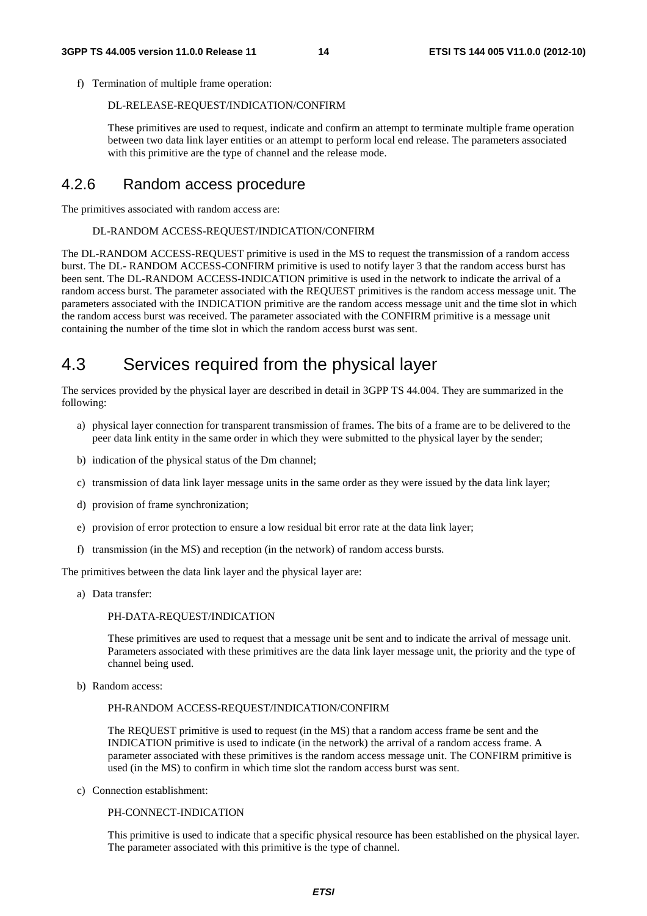f) Termination of multiple frame operation:

   DL-RELEASE-REQUEST/INDICATION/CONFIRM

   These primitives are used to request, indicate and confirm an attempt to terminate multiple frame operation between two data link layer entities or an attempt to perform local end release. The parameters associated with this primitive are the type of channel and the release mode.

### 4.2.6 Random access procedure

The primitives associated with random access are:

DL-RANDOM ACCESS-REQUEST/INDICATION/CONFIRM

The DL-RANDOM ACCESS-REQUEST primitive is used in the MS to request the transmission of a random access burst. The DL- RANDOM ACCESS-CONFIRM primitive is used to notify layer 3 that the random access burst has been sent. The DL-RANDOM ACCESS-INDICATION primitive is used in the network to indicate the arrival of a random access burst. The parameter associated with the REQUEST primitives is the random access message unit. The parameters associated with the INDICATION primitive are the random access message unit and the time slot in which the random access burst was received. The parameter associated with the CONFIRM primitive is a message unit containing the number of the time slot in which the random access burst was sent.

## 4.3 Services required from the physical layer

The services provided by the physical layer are described in detail in 3GPP TS 44.004. They are summarized in the following:

a) physical layer connection for transparent transmission of frames. The bits of a frame are to be delivered to the peer data link entity in the same order in which they were submitted to the physical layer by the sender;

b) indication of the physical status of the Dm channel;

c) transmission of data link layer message units in the same order as they were issued by the data link layer;

d) provision of frame synchronization;

e) provision of error protection to ensure a low residual bit error rate at the data link layer;

f) transmission (in the MS) and reception (in the network) of random access bursts.

The primitives between the data link layer and the physical layer are:

a) Data transfer:

   PH-DATA-REQUEST/INDICATION

   These primitives are used to request that a message unit be sent and to indicate the arrival of message unit. Parameters associated with these primitives are the data link layer message unit, the priority and the type of channel being used.

b) Random access:

   PH-RANDOM ACCESS-REQUEST/INDICATION/CONFIRM

   The REQUEST primitive is used to request (in the MS) that a random access frame be sent and the INDICATION primitive is used to indicate (in the network) the arrival of a random access frame. A parameter associated with these primitives is the random access message unit. The CONFIRM primitive is used (in the MS) to confirm in which time slot the random access burst was sent.

c) Connection establishment:

   PH-CONNECT-INDICATION

   This primitive is used to indicate that a specific physical resource has been established on the physical layer. The parameter associated with this primitive is the type of channel.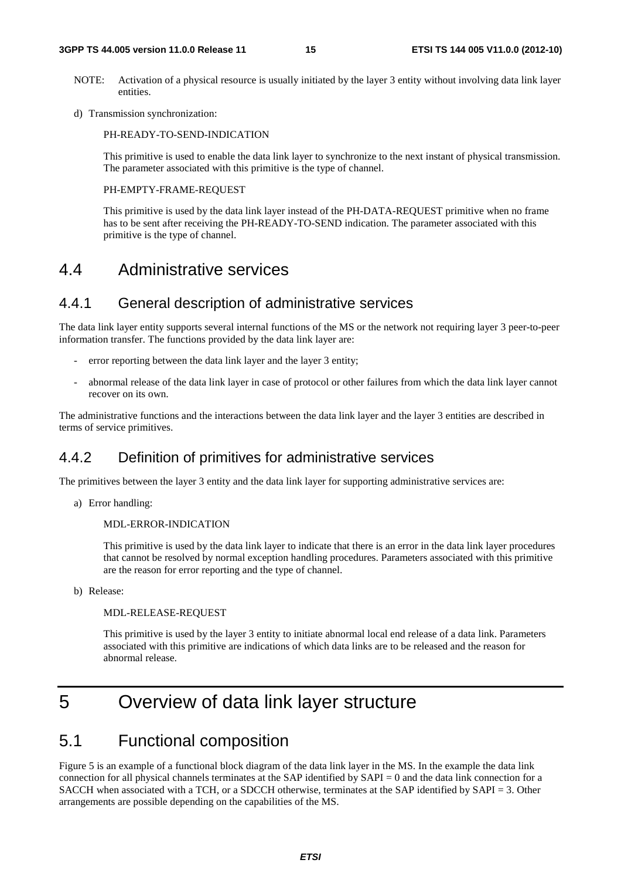NOTE: Activation of a physical resource is usually initiated by the layer 3 entity without involving data link layer entities.

d) Transmission synchronization:

PH-READY-TO-SEND-INDICATION

This primitive is used to enable the data link layer to synchronize to the next instant of physical transmission. The parameter associated with this primitive is the type of channel.

PH-EMPTY-FRAME-REQUEST

This primitive is used by the data link layer instead of the PH-DATA-REQUEST primitive when no frame has to be sent after receiving the PH-READY-TO-SEND indication. The parameter associated with this primitive is the type of channel.

## 4.4 Administrative services

### 4.4.1 General description of administrative services

The data link layer entity supports several internal functions of the MS or the network not requiring layer 3 peer-to-peer information transfer. The functions provided by the data link layer are:

- error reporting between the data link layer and the layer 3 entity;
- abnormal release of the data link layer in case of protocol or other failures from which the data link layer cannot recover on its own.

The administrative functions and the interactions between the data link layer and the layer 3 entities are described in terms of service primitives.

### 4.4.2 Definition of primitives for administrative services

The primitives between the layer 3 entity and the data link layer for supporting administrative services are:

a) Error handling:

MDL-ERROR-INDICATION

This primitive is used by the data link layer to indicate that there is an error in the data link layer procedures that cannot be resolved by normal exception handling procedures. Parameters associated with this primitive are the reason for error reporting and the type of channel.

b) Release:

MDL-RELEASE-REQUEST

This primitive is used by the layer 3 entity to initiate abnormal local end release of a data link. Parameters associated with this primitive are indications of which data links are to be released and the reason for abnormal release.

# 5 Overview of data link layer structure

## 5.1 Functional composition

Figure 5 is an example of a functional block diagram of the data link layer in the MS. In the example the data link connection for all physical channels terminates at the SAP identified by SAPI = 0 and the data link connection for a SACCH when associated with a TCH, or a SDCCH otherwise, terminates at the SAP identified by SAPI = 3. Other arrangements are possible depending on the capabilities of the MS.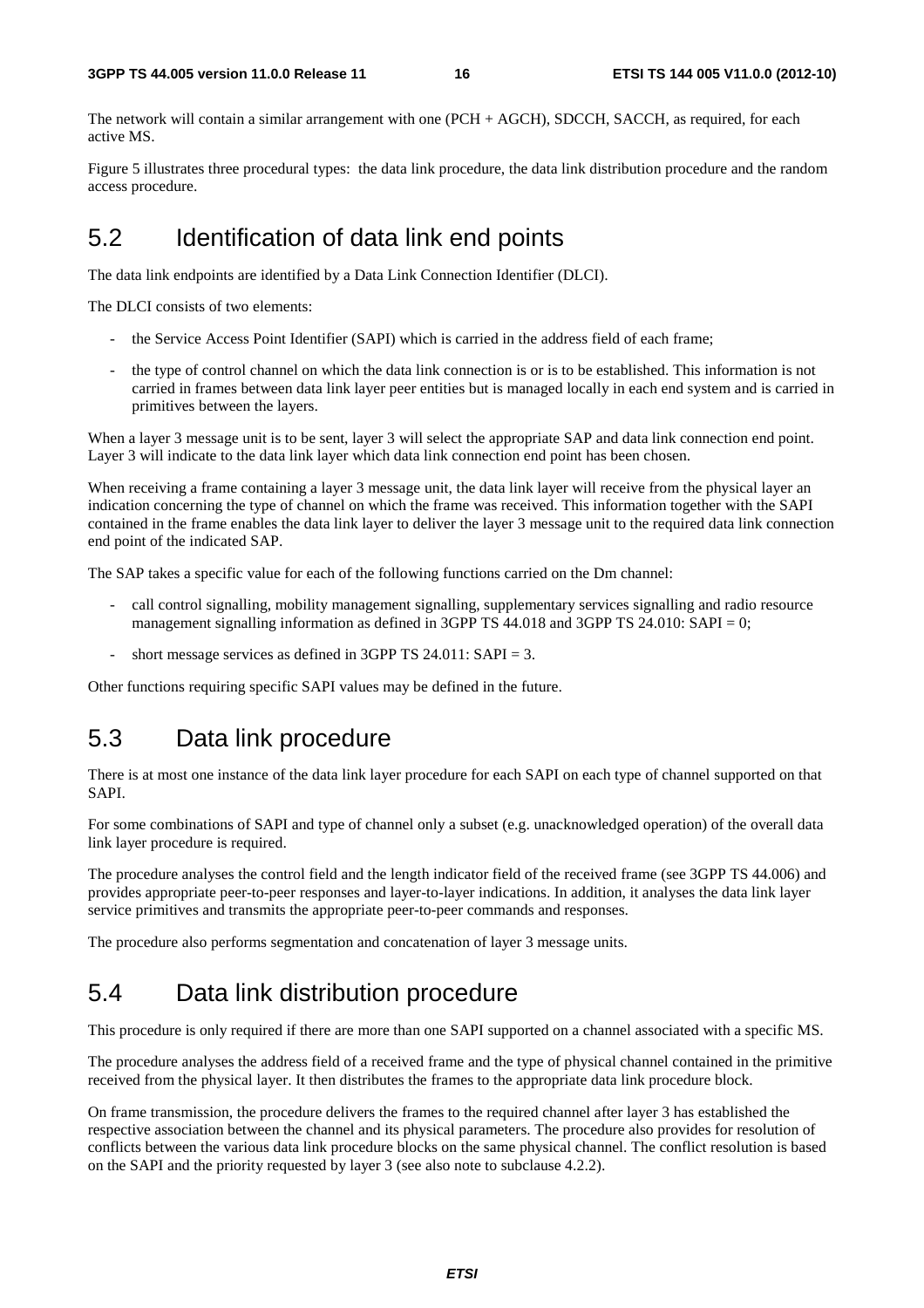The network will contain a similar arrangement with one (PCH + AGCH), SDCCH, SACCH, as required, for each active MS.

Figure 5 illustrates three procedural types: the data link procedure, the data link distribution procedure and the random access procedure.

## 5.2 Identification of data link end points

The data link endpoints are identified by a Data Link Connection Identifier (DLCI).

The DLCI consists of two elements:

- the Service Access Point Identifier (SAPI) which is carried in the address field of each frame;
- the type of control channel on which the data link connection is or is to be established. This information is not carried in frames between data link layer peer entities but is managed locally in each end system and is carried in primitives between the layers.

When a layer 3 message unit is to be sent, layer 3 will select the appropriate SAP and data link connection end point. Layer 3 will indicate to the data link layer which data link connection end point has been chosen.

When receiving a frame containing a layer 3 message unit, the data link layer will receive from the physical layer an indication concerning the type of channel on which the frame was received. This information together with the SAPI contained in the frame enables the data link layer to deliver the layer 3 message unit to the required data link connection end point of the indicated SAP.

The SAP takes a specific value for each of the following functions carried on the Dm channel:

- call control signalling, mobility management signalling, supplementary services signalling and radio resource management signalling information as defined in 3GPP TS 44.018 and 3GPP TS 24.010: SAPI = 0;
- short message services as defined in 3GPP TS 24.011: SAPI = 3.

Other functions requiring specific SAPI values may be defined in the future.

## 5.3 Data link procedure

There is at most one instance of the data link layer procedure for each SAPI on each type of channel supported on that SAPI.

For some combinations of SAPI and type of channel only a subset (e.g. unacknowledged operation) of the overall data link layer procedure is required.

The procedure analyses the control field and the length indicator field of the received frame (see 3GPP TS 44.006) and provides appropriate peer-to-peer responses and layer-to-layer indications. In addition, it analyses the data link layer service primitives and transmits the appropriate peer-to-peer commands and responses.

The procedure also performs segmentation and concatenation of layer 3 message units.

## 5.4 Data link distribution procedure

This procedure is only required if there are more than one SAPI supported on a channel associated with a specific MS.

The procedure analyses the address field of a received frame and the type of physical channel contained in the primitive received from the physical layer. It then distributes the frames to the appropriate data link procedure block.

On frame transmission, the procedure delivers the frames to the required channel after layer 3 has established the respective association between the channel and its physical parameters. The procedure also provides for resolution of conflicts between the various data link procedure blocks on the same physical channel. The conflict resolution is based on the SAPI and the priority requested by layer 3 (see also note to subclause 4.2.2).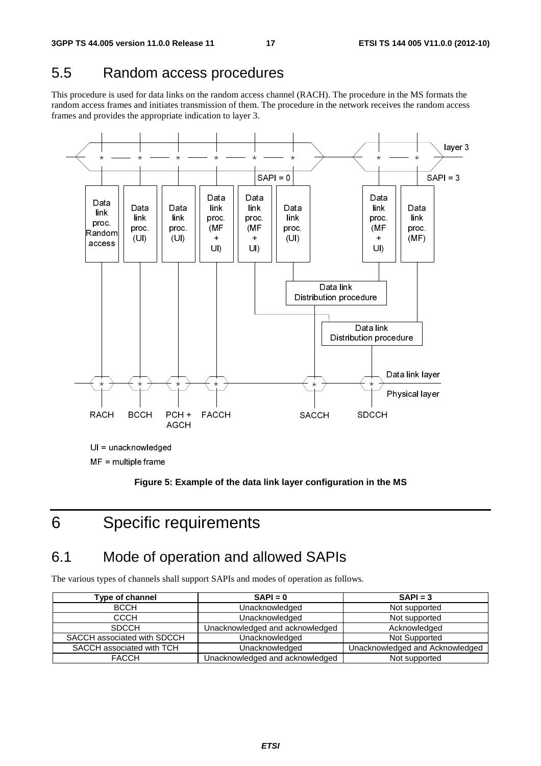## 5.5 Random access procedures

This procedure is used for data links on the random access channel (RACH). The procedure in the MS formats the random access frames and initiates transmission of them. The procedure in the network receives the random access frames and provides the appropriate indication to layer 3.

UI = unacknowledged

MF = multiple frame

**Figure 5: Example of the data link layer configuration in the MS**

# 6 Specific requirements

## 6.1 Mode of operation and allowed SAPIs

The various types of channels shall support SAPIs and modes of operation as follows.

| Type of channel | SAPI = 0 | SAPI = 3 |
|---|---|---|
| BCCH | Unacknowledged | Not supported |
| CCCH | Unacknowledged | Not supported |
| SDCCH | Unacknowledged and acknowledged | Acknowledged |
| SACCH associated with SDCCH | Unacknowledged | Not Supported |
| SACCH associated with TCH | Unacknowledged | Unacknowledged and Acknowledged |
| FACCH | Unacknowledged and acknowledged | Not supported |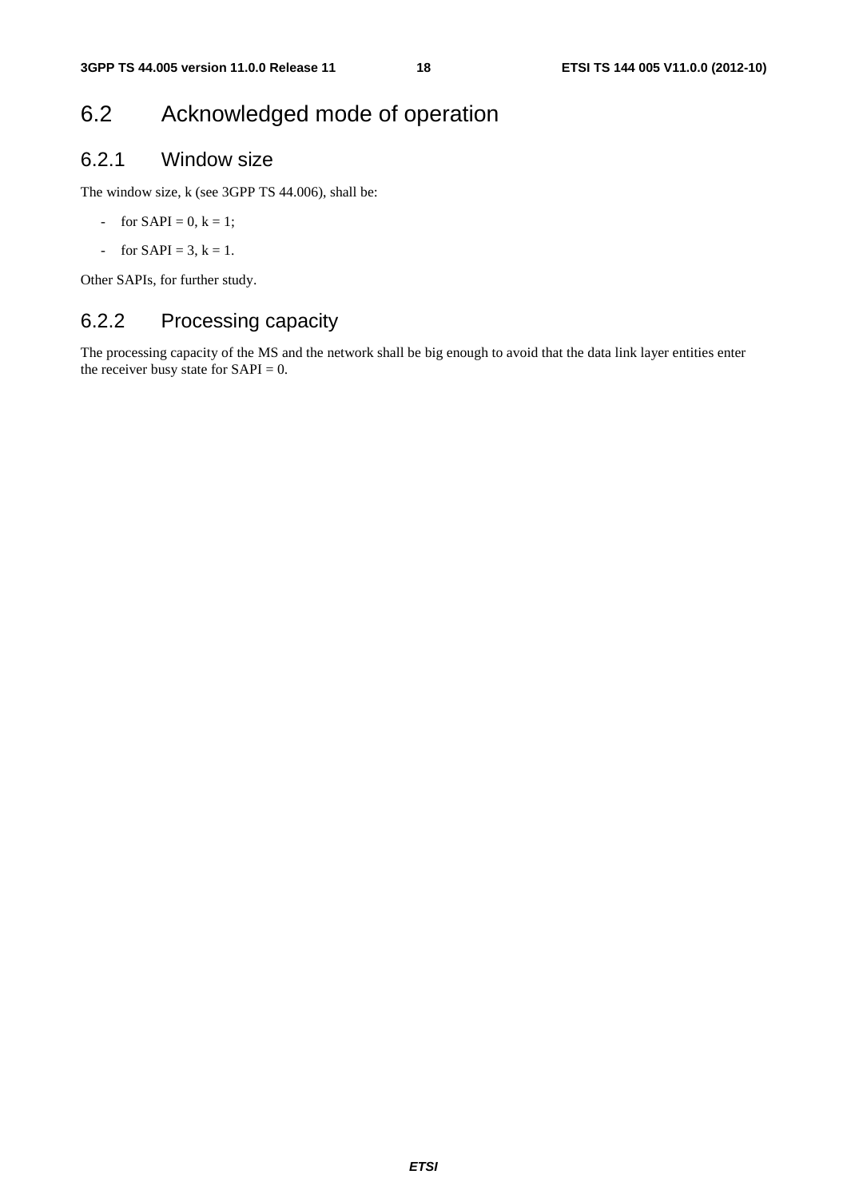## 6.2 Acknowledged mode of operation

### 6.2.1 Window size

The window size, k (see 3GPP TS 44.006), shall be:

- for SAPI = 0, k = 1;
- for SAPI = 3, k = 1.

Other SAPIs, for further study.

### 6.2.2 Processing capacity

The processing capacity of the MS and the network shall be big enough to avoid that the data link layer entities enter the receiver busy state for SAPI = 0.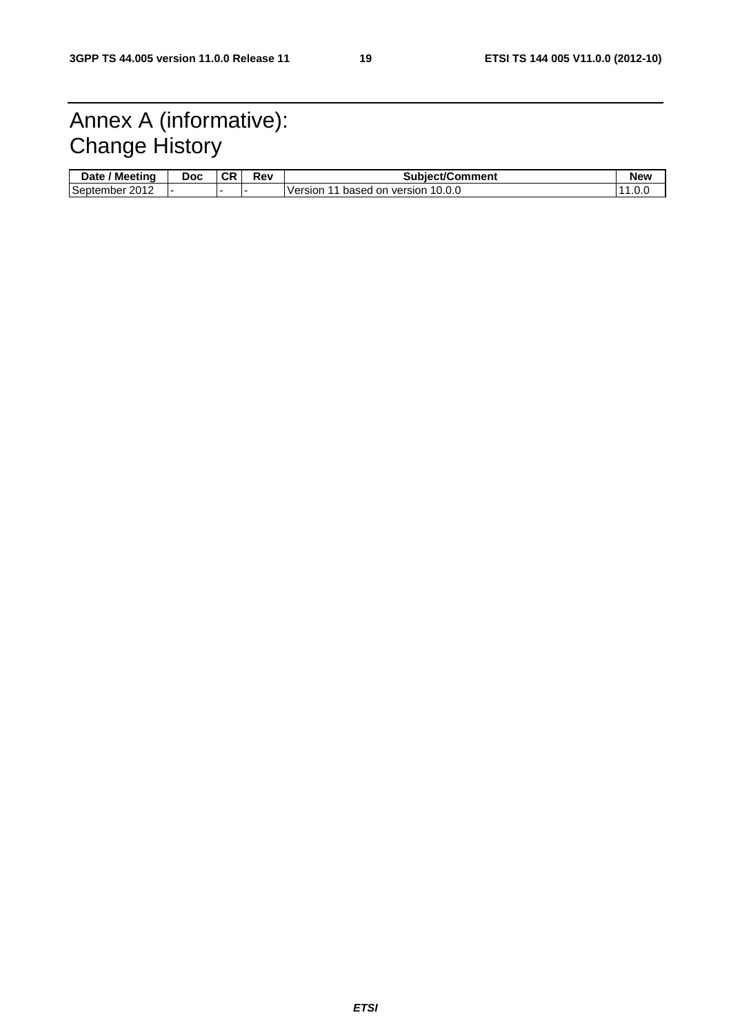# Annex A (informative): Change History

| Date / Meeting | Doc | CR | Rev | Subject/Comment | New |
|---|---|---|---|---|---|
| September 2012 | - | - | - | Version 11 based on version 10.0.0 | 11.0.0 |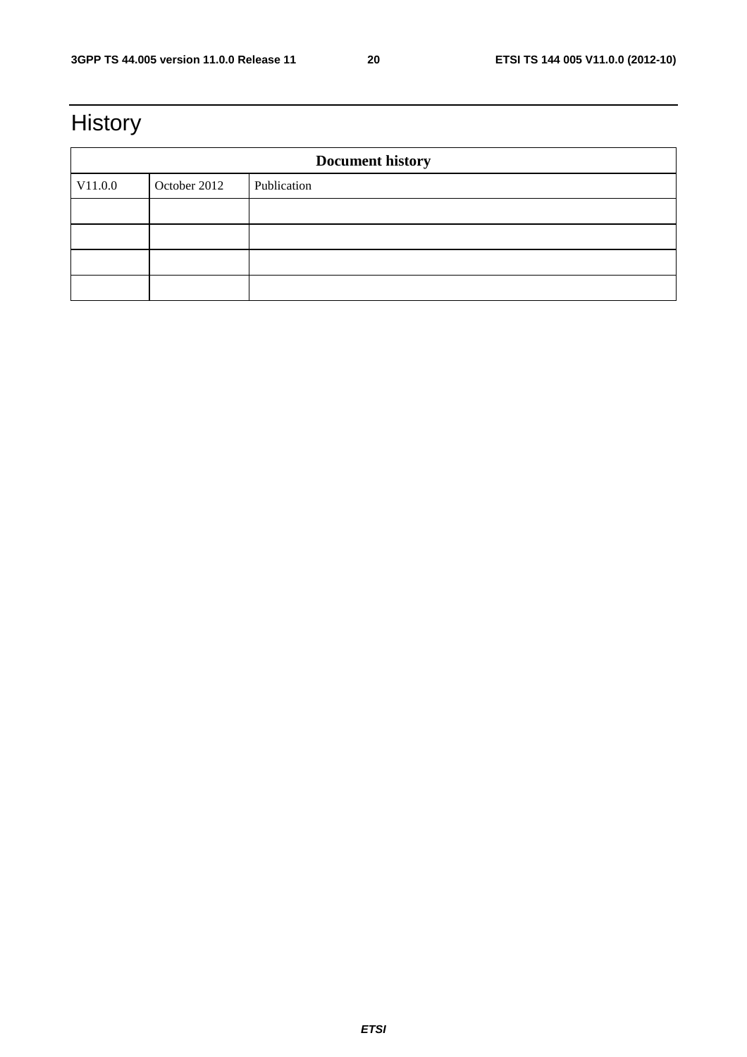# History

| Document history | | |
|---|---|---|
| V11.0.0 | October 2012 | Publication |
| | | |
| | | |
| | | |
| | | |